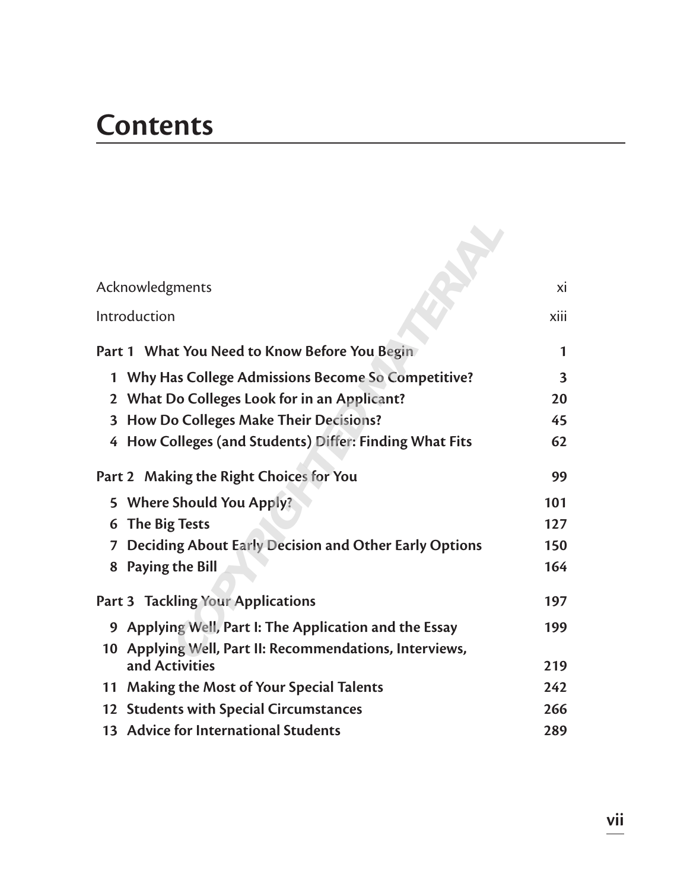# Contents

| | |
|---|---|
| Acknowledgments | xi |
| Introduction | xiii |
| **Part 1 What You Need to Know Before You Begin** | **1** |
| **1 Why Has College Admissions Become So Competitive?** | **3** |
| **2 What Do Colleges Look for in an Applicant?** | **20** |
| **3 How Do Colleges Make Their Decisions?** | **45** |
| **4 How Colleges (and Students) Differ: Finding What Fits** | **62** |
| **Part 2 Making the Right Choices for You** | **99** |
| **5 Where Should You Apply?** | **101** |
| **6 The Big Tests** | **127** |
| **7 Deciding About Early Decision and Other Early Options** | **150** |
| **8 Paying the Bill** | **164** |
| **Part 3 Tackling Your Applications** | **197** |
| **9 Applying Well, Part I: The Application and the Essay** | **199** |
| **10 Applying Well, Part II: Recommendations, Interviews, and Activities** | **219** |
| **11 Making the Most of Your Special Talents** | **242** |
| **12 Students with Special Circumstances** | **266** |
| **13 Advice for International Students** | **289** |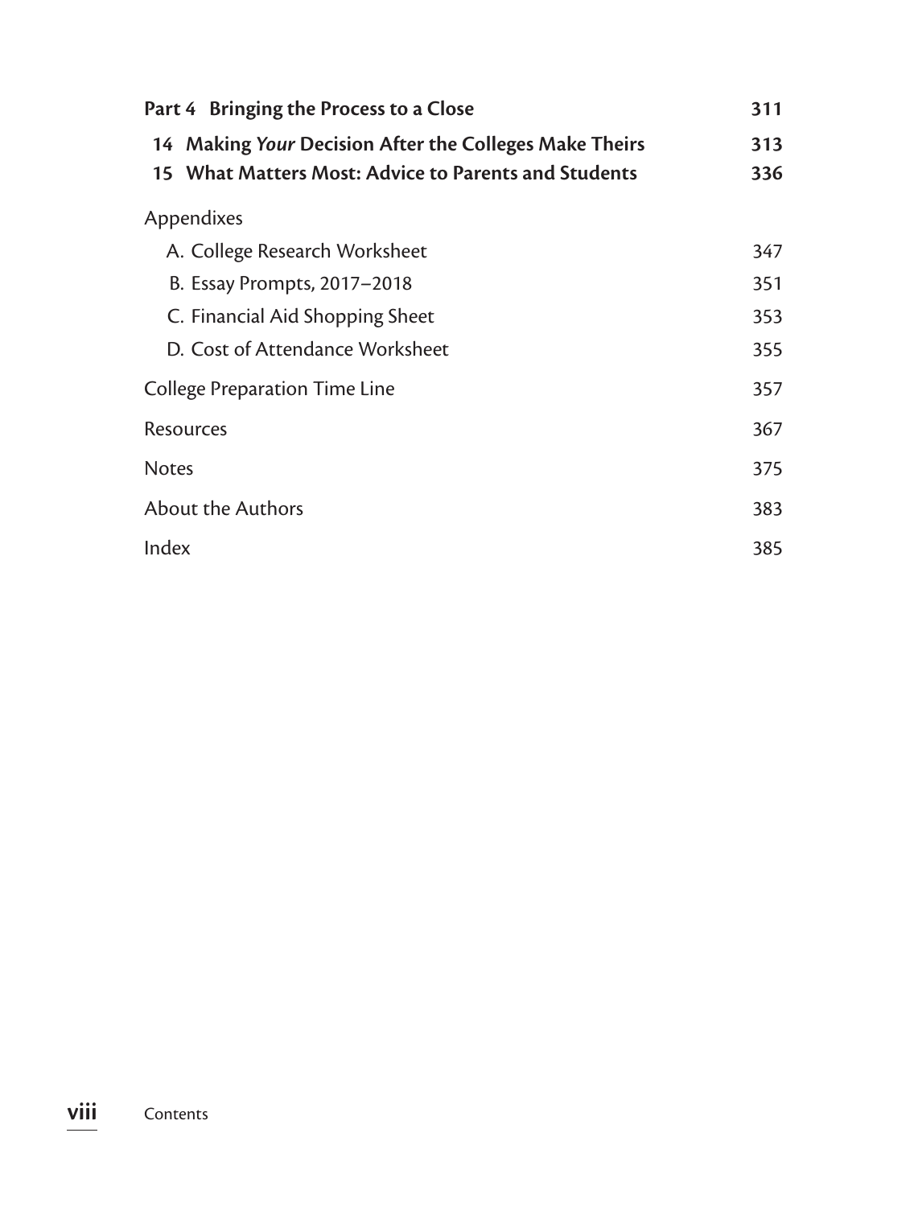**Part 4 Bringing the Process to a Close** **311**

**14 Making *Your* Decision After the Colleges Make Theirs** **313**

**15 What Matters Most: Advice to Parents and Students** **336**

Appendixes

A. College Research Worksheet 347

B. Essay Prompts, 2017–2018 351

C. Financial Aid Shopping Sheet 353

D. Cost of Attendance Worksheet 355

College Preparation Time Line 357

Resources 367

Notes 375

About the Authors 383

Index 385